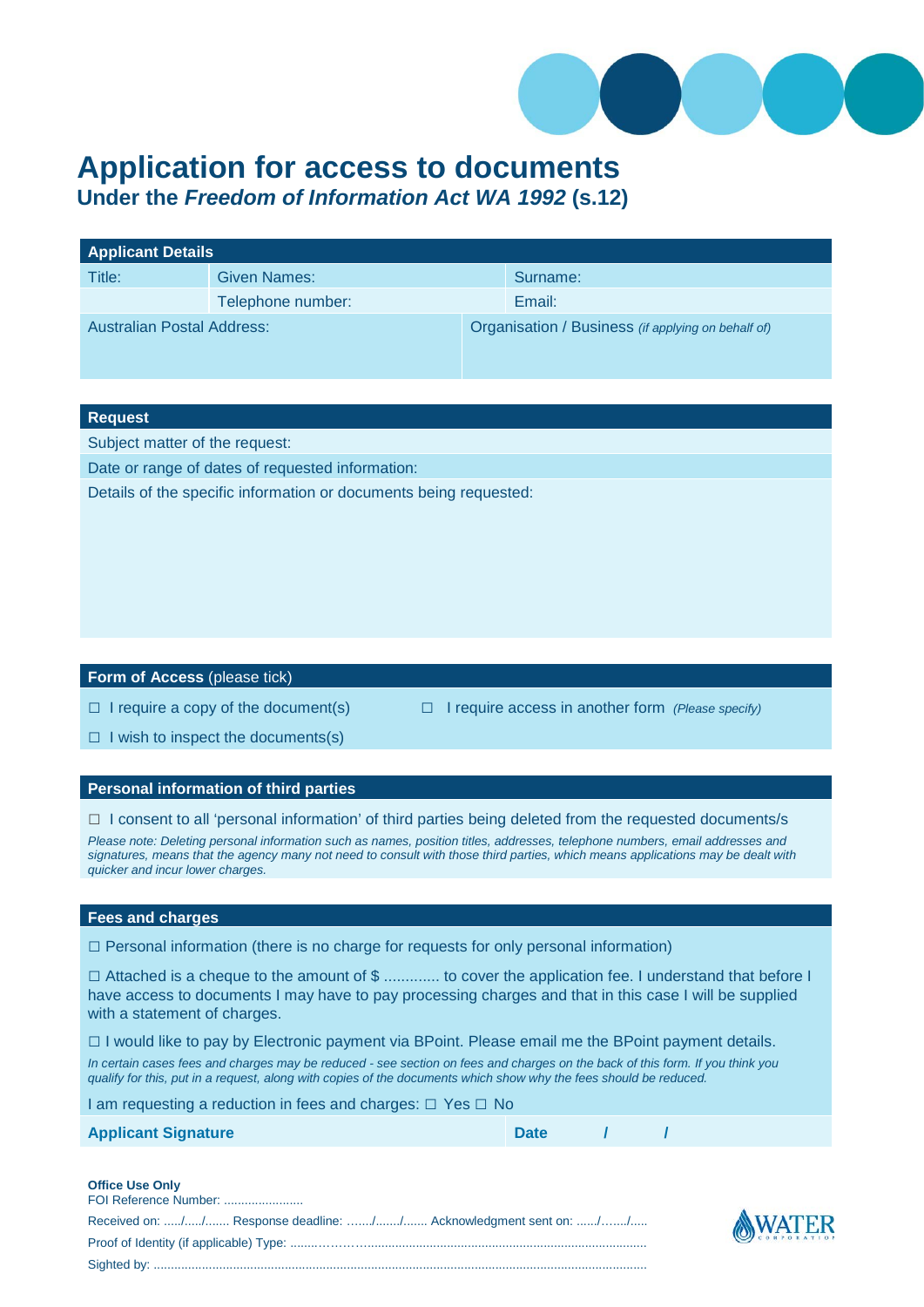# Application for access to documents

## Under the *Freedom of Information Act WA 1992* (s.12)

| **Applicant Details** | | |
|---|---|---|
| Title: | Given Names: | Surname: |
| | Telephone number: | Email: |
| Australian Postal Address: | | Organisation / Business *(if applying on behalf of)* |

| **Request** |
|---|
| Subject matter of the request: |
| Date or range of dates of requested information: |
| Details of the specific information or documents being requested: |

**Form of Access** (please tick)

☐ I require a copy of the document(s)

☐ I require access in another form *(Please specify)*

☐ I wish to inspect the documents(s)

**Personal information of third parties**

☐ I consent to all 'personal information' of third parties being deleted from the requested documents/s

*Please note: Deleting personal information such as names, position titles, addresses, telephone numbers, email addresses and signatures, means that the agency many not need to consult with those third parties, which means applications may be dealt with quicker and incur lower charges.*

**Fees and charges**

☐ Personal information (there is no charge for requests for only personal information)

☐ Attached is a cheque to the amount of $ ............ to cover the application fee. I understand that before I have access to documents I may have to pay processing charges and that in this case I will be supplied with a statement of charges.

☐ I would like to pay by Electronic payment via BPoint. Please email me the BPoint payment details.

*In certain cases fees and charges may be reduced - see section on fees and charges on the back of this form. If you think you qualify for this, put in a request, along with copies of the documents which show why the fees should be reduced.*

I am requesting a reduction in fees and charges: ☐ Yes ☐ No

| **Applicant Signature** | **Date / /** |
|---|---|

**Office Use Only**

FOI Reference Number: .......................

Received on: ...../...../....... Response deadline: ......./......./....... Acknowledgment sent on: ....../......./.....

Proof of Identity (if applicable) Type: ........................................................................................................

Sighted by: .......................................................................................................................................

WATER CORPORATION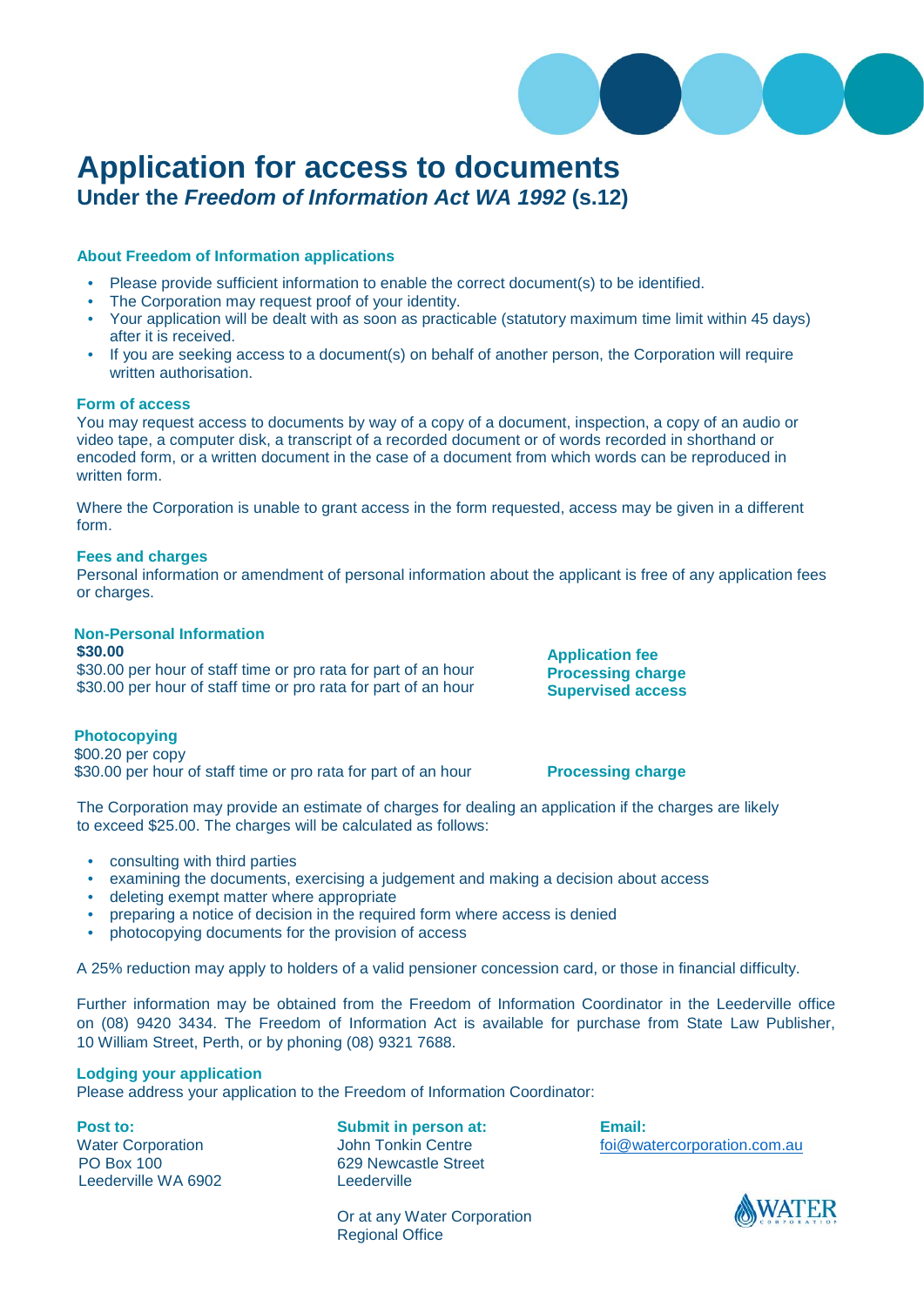# Application for access to documents

## Under the *Freedom of Information Act WA 1992* (s.12)

### About Freedom of Information applications

- Please provide sufficient information to enable the correct document(s) to be identified.
- The Corporation may request proof of your identity.
- Your application will be dealt with as soon as practicable (statutory maximum time limit within 45 days) after it is received.
- If you are seeking access to a document(s) on behalf of another person, the Corporation will require written authorisation.

### Form of access

You may request access to documents by way of a copy of a document, inspection, a copy of an audio or video tape, a computer disk, a transcript of a recorded document or of words recorded in shorthand or encoded form, or a written document in the case of a document from which words can be reproduced in written form.

Where the Corporation is unable to grant access in the form requested, access may be given in a different form.

### Fees and charges

Personal information or amendment of personal information about the applicant is free of any application fees or charges.

### Non-Personal Information

| | |
|---|---|
| **$30.00** | **Application fee** |
| $30.00 per hour of staff time or pro rata for part of an hour | **Processing charge** |
| $30.00 per hour of staff time or pro rata for part of an hour | **Supervised access** |

### Photocopying

| | |
|---|---|
| $00.20 per copy | |
| $30.00 per hour of staff time or pro rata for part of an hour | **Processing charge** |

The Corporation may provide an estimate of charges for dealing an application if the charges are likely to exceed $25.00. The charges will be calculated as follows:

- consulting with third parties
- examining the documents, exercising a judgement and making a decision about access
- deleting exempt matter where appropriate
- preparing a notice of decision in the required form where access is denied
- photocopying documents for the provision of access

A 25% reduction may apply to holders of a valid pensioner concession card, or those in financial difficulty.

Further information may be obtained from the Freedom of Information Coordinator in the Leederville office on (08) 9420 3434. The Freedom of Information Act is available for purchase from State Law Publisher, 10 William Street, Perth, or by phoning (08) 9321 7688.

### Lodging your application

Please address your application to the Freedom of Information Coordinator:

**Post to:**
Water Corporation
PO Box 100
Leederville WA 6902

**Submit in person at:**
John Tonkin Centre
629 Newcastle Street
Leederville

Or at any Water Corporation Regional Office

**Email:**
foi@watercorporation.com.au